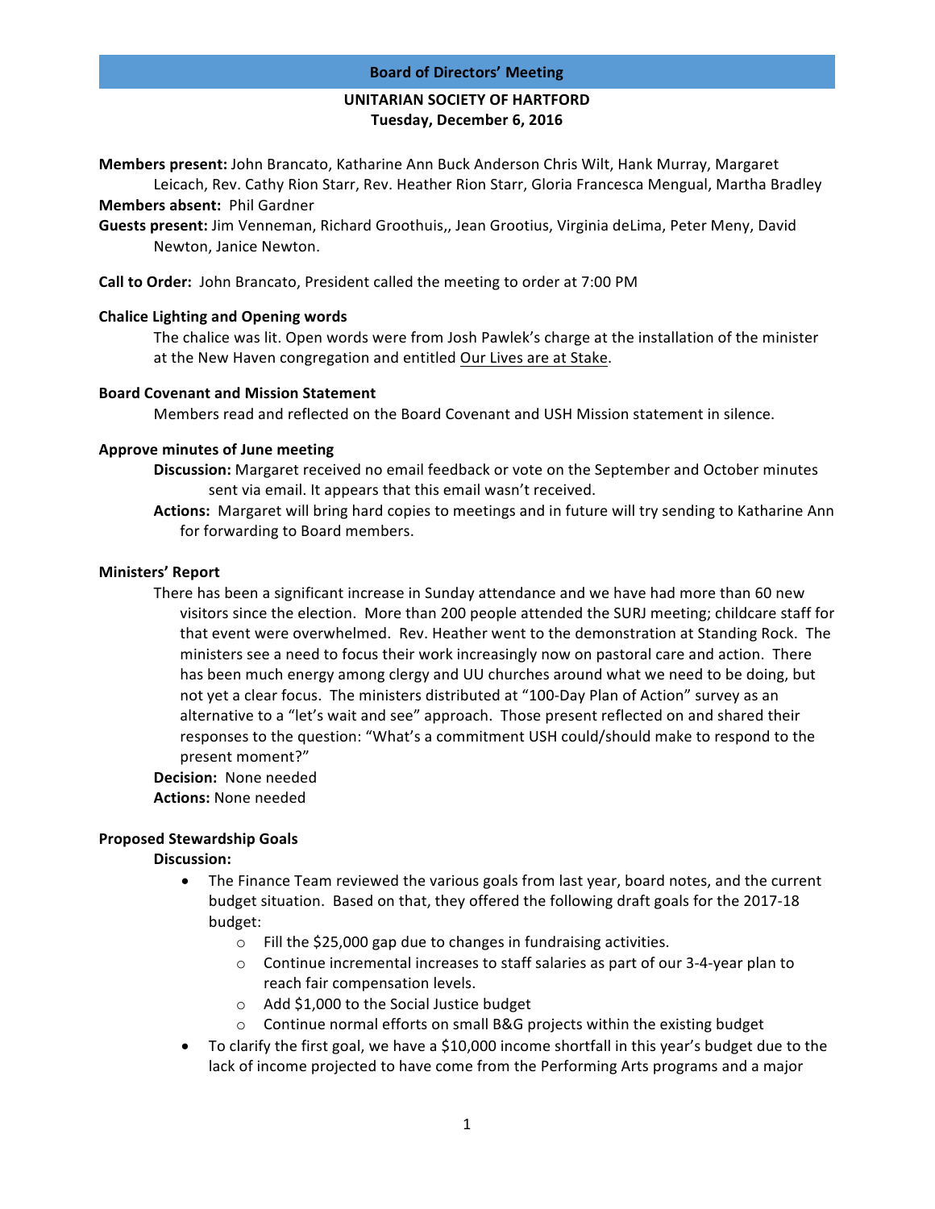# Board of Directors' Meeting

## UNITARIAN SOCIETY OF HARTFORD
## Tuesday, December 6, 2016

**Members present:** John Brancato, Katharine Ann Buck Anderson Chris Wilt, Hank Murray, Margaret Leicach, Rev. Cathy Rion Starr, Rev. Heather Rion Starr, Gloria Francesca Mengual, Martha Bradley

**Members absent:** Phil Gardner

**Guests present:** Jim Venneman, Richard Groothuis,, Jean Grootius, Virginia deLima, Peter Meny, David Newton, Janice Newton.

**Call to Order:** John Brancato, President called the meeting to order at 7:00 PM

**Chalice Lighting and Opening words**

The chalice was lit. Open words were from Josh Pawlek's charge at the installation of the minister at the New Haven congregation and entitled Our Lives are at Stake.

**Board Covenant and Mission Statement**

Members read and reflected on the Board Covenant and USH Mission statement in silence.

**Approve minutes of June meeting**

**Discussion:** Margaret received no email feedback or vote on the September and October minutes sent via email. It appears that this email wasn't received.

**Actions:** Margaret will bring hard copies to meetings and in future will try sending to Katharine Ann for forwarding to Board members.

**Ministers' Report**

There has been a significant increase in Sunday attendance and we have had more than 60 new visitors since the election. More than 200 people attended the SURJ meeting; childcare staff for that event were overwhelmed. Rev. Heather went to the demonstration at Standing Rock. The ministers see a need to focus their work increasingly now on pastoral care and action. There has been much energy among clergy and UU churches around what we need to be doing, but not yet a clear focus. The ministers distributed at "100-Day Plan of Action" survey as an alternative to a "let's wait and see" approach. Those present reflected on and shared their responses to the question: "What's a commitment USH could/should make to respond to the present moment?"

**Decision:** None needed

**Actions:** None needed

**Proposed Stewardship Goals**

**Discussion:**

- The Finance Team reviewed the various goals from last year, board notes, and the current budget situation. Based on that, they offered the following draft goals for the 2017-18 budget:
  - Fill the $25,000 gap due to changes in fundraising activities.
  - Continue incremental increases to staff salaries as part of our 3-4-year plan to reach fair compensation levels.
  - Add $1,000 to the Social Justice budget
  - Continue normal efforts on small B&G projects within the existing budget
- To clarify the first goal, we have a $10,000 income shortfall in this year's budget due to the lack of income projected to have come from the Performing Arts programs and a major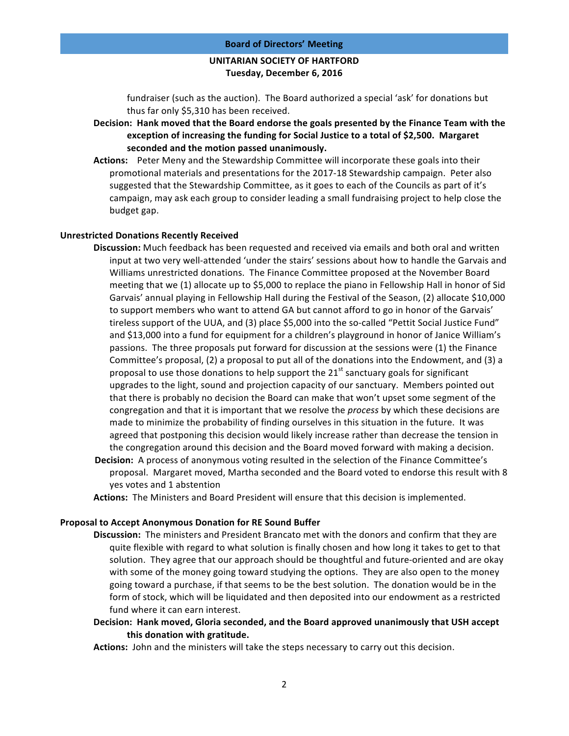fundraiser (such as the auction). The Board authorized a special 'ask' for donations but thus far only $5,310 has been received.

**Decision: Hank moved that the Board endorse the goals presented by the Finance Team with the exception of increasing the funding for Social Justice to a total of $2,500. Margaret seconded and the motion passed unanimously.**

**Actions:** Peter Meny and the Stewardship Committee will incorporate these goals into their promotional materials and presentations for the 2017-18 Stewardship campaign. Peter also suggested that the Stewardship Committee, as it goes to each of the Councils as part of it's campaign, may ask each group to consider leading a small fundraising project to help close the budget gap.

**Unrestricted Donations Recently Received**

**Discussion:** Much feedback has been requested and received via emails and both oral and written input at two very well-attended 'under the stairs' sessions about how to handle the Garvais and Williams unrestricted donations. The Finance Committee proposed at the November Board meeting that we (1) allocate up to $5,000 to replace the piano in Fellowship Hall in honor of Sid Garvais' annual playing in Fellowship Hall during the Festival of the Season, (2) allocate $10,000 to support members who want to attend GA but cannot afford to go in honor of the Garvais' tireless support of the UUA, and (3) place $5,000 into the so-called "Pettit Social Justice Fund" and $13,000 into a fund for equipment for a children's playground in honor of Janice William's passions. The three proposals put forward for discussion at the sessions were (1) the Finance Committee's proposal, (2) a proposal to put all of the donations into the Endowment, and (3) a proposal to use those donations to help support the 21st sanctuary goals for significant upgrades to the light, sound and projection capacity of our sanctuary. Members pointed out that there is probably no decision the Board can make that won't upset some segment of the congregation and that it is important that we resolve the *process* by which these decisions are made to minimize the probability of finding ourselves in this situation in the future. It was agreed that postponing this decision would likely increase rather than decrease the tension in the congregation around this decision and the Board moved forward with making a decision.

**Decision:** A process of anonymous voting resulted in the selection of the Finance Committee's proposal. Margaret moved, Martha seconded and the Board voted to endorse this result with 8 yes votes and 1 abstention

**Actions:** The Ministers and Board President will ensure that this decision is implemented.

**Proposal to Accept Anonymous Donation for RE Sound Buffer**

**Discussion:** The ministers and President Brancato met with the donors and confirm that they are quite flexible with regard to what solution is finally chosen and how long it takes to get to that solution. They agree that our approach should be thoughtful and future-oriented and are okay with some of the money going toward studying the options. They are also open to the money going toward a purchase, if that seems to be the best solution. The donation would be in the form of stock, which will be liquidated and then deposited into our endowment as a restricted fund where it can earn interest.

**Decision: Hank moved, Gloria seconded, and the Board approved unanimously that USH accept this donation with gratitude.**

**Actions:** John and the ministers will take the steps necessary to carry out this decision.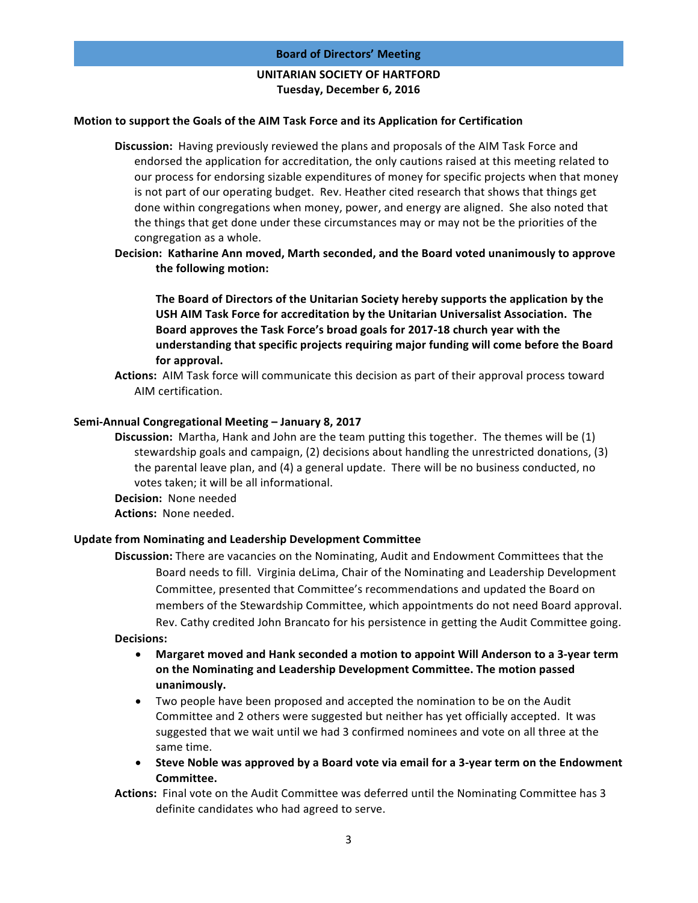## Board of Directors' Meeting

**UNITARIAN SOCIETY OF HARTFORD**
**Tuesday, December 6, 2016**

### Motion to support the Goals of the AIM Task Force and its Application for Certification

**Discussion:** Having previously reviewed the plans and proposals of the AIM Task Force and endorsed the application for accreditation, the only cautions raised at this meeting related to our process for endorsing sizable expenditures of money for specific projects when that money is not part of our operating budget. Rev. Heather cited research that shows that things get done within congregations when money, power, and energy are aligned. She also noted that the things that get done under these circumstances may or may not be the priorities of the congregation as a whole.

**Decision: Katharine Ann moved, Marth seconded, and the Board voted unanimously to approve the following motion:**

> **The Board of Directors of the Unitarian Society hereby supports the application by the USH AIM Task Force for accreditation by the Unitarian Universalist Association. The Board approves the Task Force's broad goals for 2017-18 church year with the understanding that specific projects requiring major funding will come before the Board for approval.**

**Actions:** AIM Task force will communicate this decision as part of their approval process toward AIM certification.

### Semi-Annual Congregational Meeting – January 8, 2017

**Discussion:** Martha, Hank and John are the team putting this together. The themes will be (1) stewardship goals and campaign, (2) decisions about handling the unrestricted donations, (3) the parental leave plan, and (4) a general update. There will be no business conducted, no votes taken; it will be all informational.

**Decision:** None needed

**Actions:** None needed.

### Update from Nominating and Leadership Development Committee

**Discussion:** There are vacancies on the Nominating, Audit and Endowment Committees that the Board needs to fill. Virginia deLima, Chair of the Nominating and Leadership Development Committee, presented that Committee's recommendations and updated the Board on members of the Stewardship Committee, which appointments do not need Board approval. Rev. Cathy credited John Brancato for his persistence in getting the Audit Committee going.

**Decisions:**

- **Margaret moved and Hank seconded a motion to appoint Will Anderson to a 3-year term on the Nominating and Leadership Development Committee. The motion passed unanimously.**
- Two people have been proposed and accepted the nomination to be on the Audit Committee and 2 others were suggested but neither has yet officially accepted. It was suggested that we wait until we had 3 confirmed nominees and vote on all three at the same time.
- **Steve Noble was approved by a Board vote via email for a 3-year term on the Endowment Committee.**

**Actions:** Final vote on the Audit Committee was deferred until the Nominating Committee has 3 definite candidates who had agreed to serve.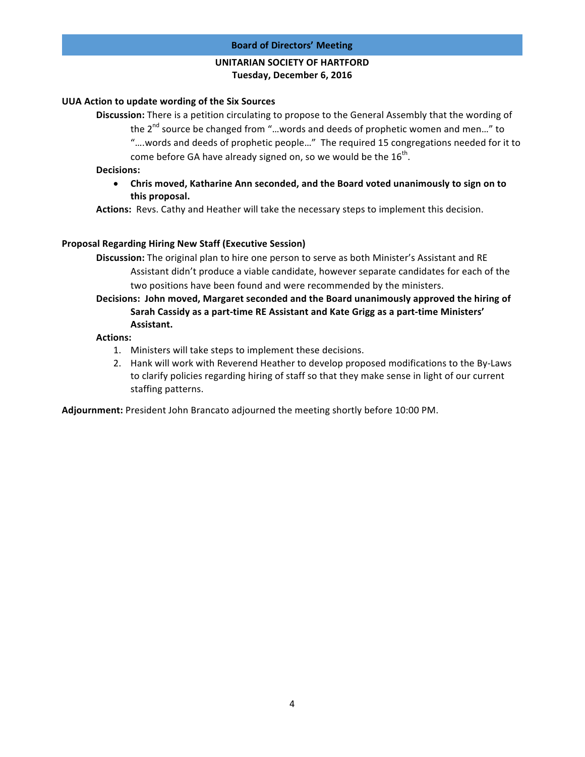## Board of Directors' Meeting

**UNITARIAN SOCIETY OF HARTFORD**
**Tuesday, December 6, 2016**

**UUA Action to update wording of the Six Sources**

**Discussion:** There is a petition circulating to propose to the General Assembly that the wording of the 2nd source be changed from "…words and deeds of prophetic women and men…" to "….words and deeds of prophetic people…" The required 15 congregations needed for it to come before GA have already signed on, so we would be the 16th.

**Decisions:**

- **Chris moved, Katharine Ann seconded, and the Board voted unanimously to sign on to this proposal.**

**Actions:** Revs. Cathy and Heather will take the necessary steps to implement this decision.

**Proposal Regarding Hiring New Staff (Executive Session)**

**Discussion:** The original plan to hire one person to serve as both Minister's Assistant and RE Assistant didn't produce a viable candidate, however separate candidates for each of the two positions have been found and were recommended by the ministers.

**Decisions: John moved, Margaret seconded and the Board unanimously approved the hiring of Sarah Cassidy as a part-time RE Assistant and Kate Grigg as a part-time Ministers' Assistant.**

**Actions:**

1. Ministers will take steps to implement these decisions.
2. Hank will work with Reverend Heather to develop proposed modifications to the By-Laws to clarify policies regarding hiring of staff so that they make sense in light of our current staffing patterns.

**Adjournment:** President John Brancato adjourned the meeting shortly before 10:00 PM.